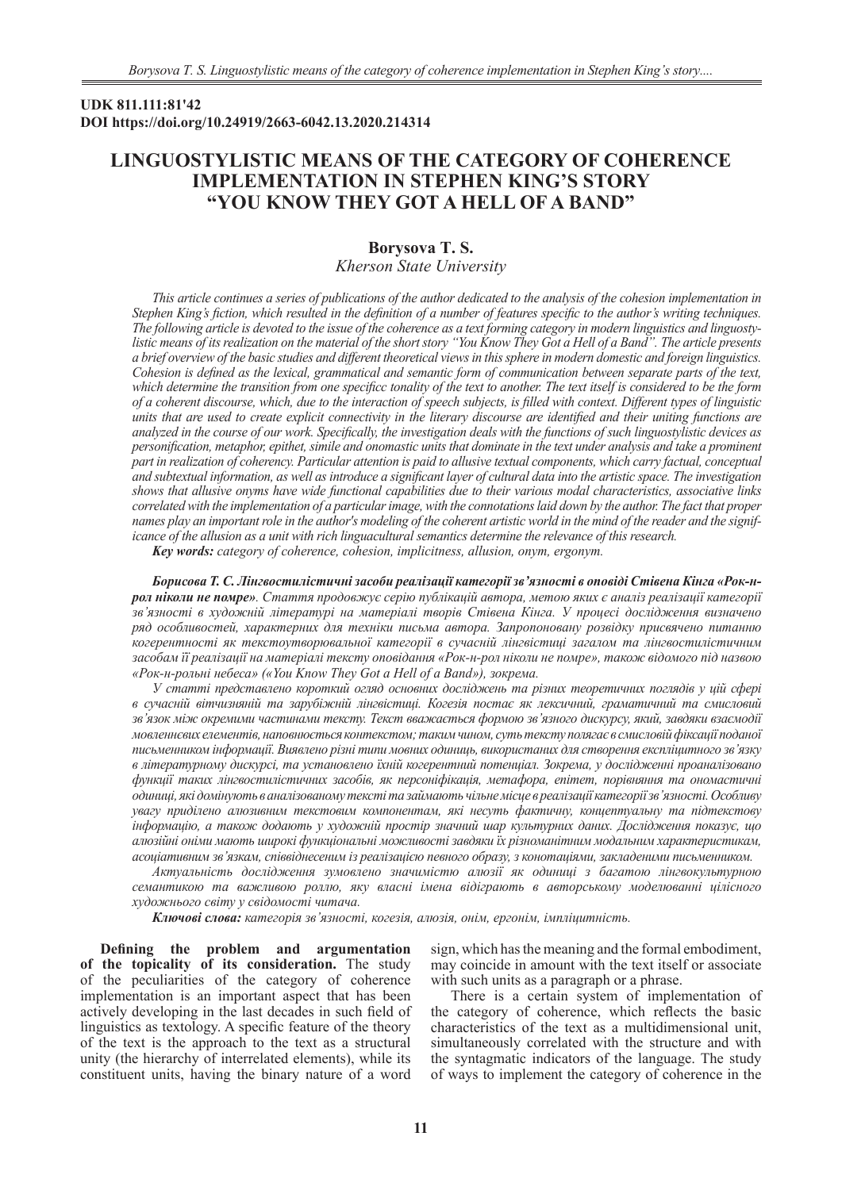**UDK 811.111:81'42**
**DOI https://doi.org/10.24919/2663-6042.13.2020.214314**

# LINGUOSTYLISTIC MEANS OF THE CATEGORY OF COHERENCE IMPLEMENTATION IN STEPHEN KING'S STORY "YOU KNOW THEY GOT A HELL OF A BAND"

**Borysova T. S.**
*Kherson State University*

*This article continues a series of publications of the author dedicated to the analysis of the cohesion implementation in Stephen King's fiction, which resulted in the definition of a number of features specific to the author's writing techniques. The following article is devoted to the issue of the coherence as a text forming category in modern linguistics and linguostylistic means of its realization on the material of the short story "You Know They Got a Hell of a Band". The article presents a brief overview of the basic studies and different theoretical views in this sphere in modern domestic and foreign linguistics. Cohesion is defined as the lexical, grammatical and semantic form of communication between separate parts of the text, which determine the transition from one specificc tonality of the text to another. The text itself is considered to be the form of a coherent discourse, which, due to the interaction of speech subjects, is filled with context. Different types of linguistic units that are used to create explicit connectivity in the literary discourse are identified and their uniting functions are analyzed in the course of our work. Specifically, the investigation deals with the functions of such linguostylistic devices as personification, metaphor, epithet, simile and onomastic units that dominate in the text under analysis and take a prominent part in realization of coherency. Particular attention is paid to allusive textual components, which carry factual, conceptual and subtextual information, as well as introduce a significant layer of cultural data into the artistic space. The investigation shows that allusive onyms have wide functional capabilities due to their various modal characteristics, associative links correlated with the implementation of a particular image, with the connotations laid down by the author. The fact that proper names play an important role in the author's modeling of the coherent artistic world in the mind of the reader and the significance of the allusion as a unit with rich linguacultural semantics determine the relevance of this research.*

***Key words:*** *category of coherence, cohesion, implicitness, allusion, onym, ergonym.*

***Борисова Т. С. Лінгвостилістичні засоби реалізації категорії зв'язності в оповіді Стівена Кінга «Рок-н-рол ніколи не помре».*** *Стаття продовжує серію публікацій автора, метою яких є аналіз реалізації категорії зв'язності в художній літературі на матеріалі творів Стівена Кінга. У процесі дослідження визначено ряд особливостей, характерних для техніки письма автора. Запропоновану розвідку присвячено питанню когерентності як текстоутворювальної категорії в сучасній лінгвістиці загалом та лінгвостилістичним засобам її реалізації на матеріалі тексту оповідання «Рок-н-рол ніколи не помре», також відомого під назвою «Рок-н-рольні небеса» («You Know They Got a Hell of a Band»), зокрема.*

*У статті представлено короткий огляд основних досліджень та різних теоретичних поглядів у цій сфері в сучасній вітчизняній та зарубіжній лінгвістиці. Когезія постає як лексичний, граматичний та смисловий зв'язок між окремими частинами тексту. Текст вважається формою зв'язного дискурсу, який, завдяки взаємодії мовленнєвих елементів, наповнюється контекстом; таким чином, суть тексту полягає в смисловій фіксації поданої письменником інформації. Виявлено різні типи мовних одиниць, використаних для створення експліцитного зв'язку в літературному дискурсі, та установлено їхній когерентний потенціал. Зокрема, у дослідженні проаналізовано функції таких лінгвостилістичних засобів, як персоніфікація, метафора, епітет, порівняння та ономастичні одиниці, які домінують в аналізованому тексті та займають чільне місце в реалізації категорії зв'язності. Особливу увагу приділено алюзивним текстовим компонентам, які несуть фактичну, концептуальну та підтекстову інформацію, а також додають у художній простір значний шар культурних даних. Дослідження показує, що алюзійні оніми мають широкі функціональні можливості завдяки їх різноманітним модальним характеристикам, асоціативним зв'язкам, співвіднесеним із реалізацією певного образу, з конотаціями, закладеними письменником.*

*Актуальність дослідження зумовлено значимістю алюзії як одиниці з багатою лінгвокультурною семантикою та важливою роллю, яку власні імена відіграють в авторському моделюванні цілісного художнього світу у свідомості читача.*

***Ключові слова:*** *категорія зв'язності, когезія, алюзія, онім, ергонім, імпліцитність.*

**Defining the problem and argumentation of the topicality of its consideration.** The study of the peculiarities of the category of coherence implementation is an important aspect that has been actively developing in the last decades in such field of linguistics as textology. A specific feature of the theory of the text is the approach to the text as a structural unity (the hierarchy of interrelated elements), while its constituent units, having the binary nature of a word sign, which has the meaning and the formal embodiment, may coincide in amount with the text itself or associate with such units as a paragraph or a phrase.

There is a certain system of implementation of the category of coherence, which reflects the basic characteristics of the text as a multidimensional unit, simultaneously correlated with the structure and with the syntagmatic indicators of the language. The study of ways to implement the category of coherence in the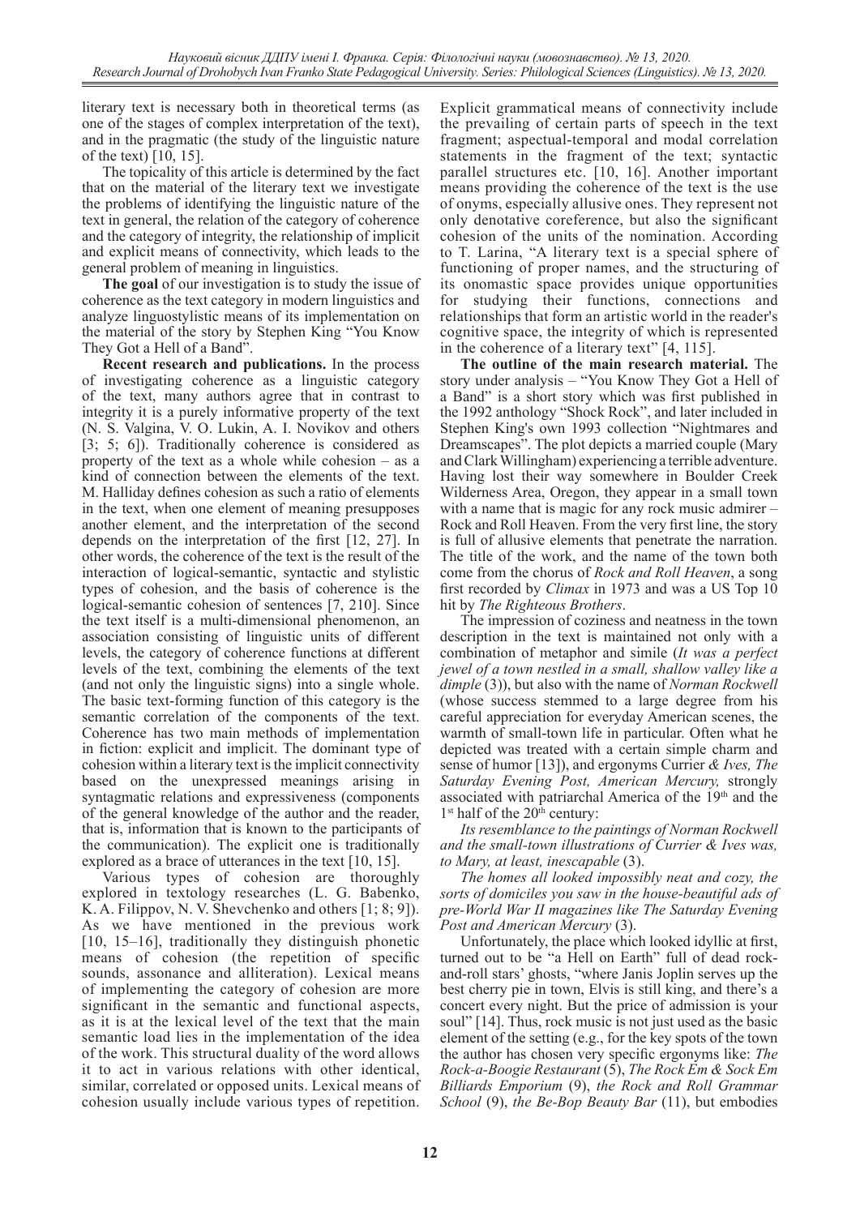literary text is necessary both in theoretical terms (as one of the stages of complex interpretation of the text), and in the pragmatic (the study of the linguistic nature of the text) [10, 15].

The topicality of this article is determined by the fact that on the material of the literary text we investigate the problems of identifying the linguistic nature of the text in general, the relation of the category of coherence and the category of integrity, the relationship of implicit and explicit means of connectivity, which leads to the general problem of meaning in linguistics.

**The goal** of our investigation is to study the issue of coherence as the text category in modern linguistics and analyze linguostylistic means of its implementation on the material of the story by Stephen King "You Know They Got a Hell of a Band".

**Recent research and publications.** In the process of investigating coherence as a linguistic category of the text, many authors agree that in contrast to integrity it is a purely informative property of the text (N. S. Valgina, V. O. Lukin, A. I. Novikov and others [3; 5; 6]). Traditionally coherence is considered as property of the text as a whole while cohesion – as a kind of connection between the elements of the text. M. Halliday defines cohesion as such a ratio of elements in the text, when one element of meaning presupposes another element, and the interpretation of the second depends on the interpretation of the first [12, 27]. In other words, the coherence of the text is the result of the interaction of logical-semantic, syntactic and stylistic types of cohesion, and the basis of coherence is the logical-semantic cohesion of sentences [7, 210]. Since the text itself is a multi-dimensional phenomenon, an association consisting of linguistic units of different levels, the category of coherence functions at different levels of the text, combining the elements of the text (and not only the linguistic signs) into a single whole. The basic text-forming function of this category is the semantic correlation of the components of the text. Coherence has two main methods of implementation in fiction: explicit and implicit. The dominant type of cohesion within a literary text is the implicit connectivity based on the unexpressed meanings arising in syntagmatic relations and expressiveness (components of the general knowledge of the author and the reader, that is, information that is known to the participants of the communication). The explicit one is traditionally explored as a brace of utterances in the text [10, 15].

Various types of cohesion are thoroughly explored in textology researches (L. G. Babenko, K. A. Filippov, N. V. Shevchenko and others [1; 8; 9]). As we have mentioned in the previous work [10, 15–16], traditionally they distinguish phonetic means of cohesion (the repetition of specific sounds, assonance and alliteration). Lexical means of implementing the category of cohesion are more significant in the semantic and functional aspects, as it is at the lexical level of the text that the main semantic load lies in the implementation of the idea of the work. This structural duality of the word allows it to act in various relations with other identical, similar, correlated or opposed units. Lexical means of cohesion usually include various types of repetition. Explicit grammatical means of connectivity include the prevailing of certain parts of speech in the text fragment; aspectual-temporal and modal correlation statements in the fragment of the text; syntactic parallel structures etc. [10, 16]. Another important means providing the coherence of the text is the use of onyms, especially allusive ones. They represent not only denotative coreference, but also the significant cohesion of the units of the nomination. According to T. Larina, "A literary text is a special sphere of functioning of proper names, and the structuring of its onomastic space provides unique opportunities for studying their functions, connections and relationships that form an artistic world in the reader's cognitive space, the integrity of which is represented in the coherence of a literary text" [4, 115].

**The outline of the main research material.** The story under analysis – "You Know They Got a Hell of a Band" is a short story which was first published in the 1992 anthology "Shock Rock", and later included in Stephen King's own 1993 collection "Nightmares and Dreamscapes". The plot depicts a married couple (Mary and Clark Willingham) experiencing a terrible adventure. Having lost their way somewhere in Boulder Creek Wilderness Area, Oregon, they appear in a small town with a name that is magic for any rock music admirer – Rock and Roll Heaven. From the very first line, the story is full of allusive elements that penetrate the narration. The title of the work, and the name of the town both come from the chorus of *Rock and Roll Heaven*, a song first recorded by *Climax* in 1973 and was a US Top 10 hit by *The Righteous Brothers*.

The impression of coziness and neatness in the town description in the text is maintained not only with a combination of metaphor and simile (*It was a perfect jewel of a town nestled in a small, shallow valley like a dimple* (3)), but also with the name of *Norman Rockwell* (whose success stemmed to a large degree from his careful appreciation for everyday American scenes, the warmth of small-town life in particular. Often what he depicted was treated with a certain simple charm and sense of humor [13]), and ergonyms Currier *& Ives, The Saturday Evening Post, American Mercury,* strongly associated with patriarchal America of the 19th and the 1st half of the 20th century:

*Its resemblance to the paintings of Norman Rockwell and the small-town illustrations of Currier & Ives was, to Mary, at least, inescapable* (3).

*The homes all looked impossibly neat and cozy, the sorts of domiciles you saw in the house-beautiful ads of pre-World War II magazines like The Saturday Evening Post and American Mercury* (3).

Unfortunately, the place which looked idyllic at first, turned out to be "a Hell on Earth" full of dead rock-and-roll stars' ghosts, "where Janis Joplin serves up the best cherry pie in town, Elvis is still king, and there's a concert every night. But the price of admission is your soul" [14]. Thus, rock music is not just used as the basic element of the setting (e.g., for the key spots of the town the author has chosen very specific ergonyms like: *The Rock-a-Boogie Restaurant* (5), *The Rock Em & Sock Em Billiards Emporium* (9), *the Rock and Roll Grammar School* (9), *the Be-Bop Beauty Bar* (11), but embodies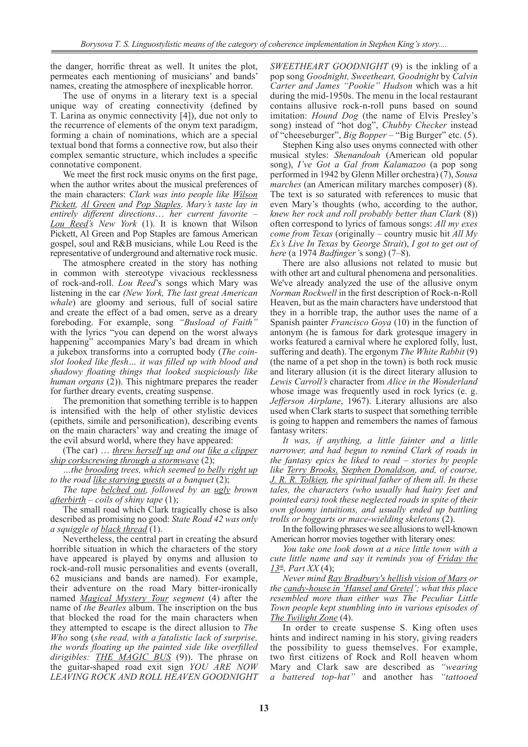the danger, horrific threat as well. It unites the plot, permeates each mentioning of musicians' and bands' names, creating the atmosphere of inexplicable horror.

The use of onyms in a literary text is a special unique way of creating connectivity (defined by T. Larina as onymic connectivity [4]), due not only to the recurrence of elements of the onym text paradigm, forming a chain of nominations, which are a special textual bond that forms a connective row, but also their complex semantic structure, which includes a specific connotative component.

We meet the first rock music onyms on the first page, when the author writes about the musical preferences of the main characters: *Clark was into people like Wilson Pickett, Al Green and Pop Staples. Mary's taste lay in entirely different directions… her current favorite – Lou Reed's New York* (1). It is known that Wilson Pickett, Al Green and Pop Staples are famous American gospel, soul and R&B musicians, while Lou Reed is the representative of underground and alternative rock music.

The atmosphere created in the story has nothing in common with stereotype vivacious recklessness of rock-and-roll. *Lou Reed*'s songs which Mary was listening in the car *(New York, The last great American whale*) are gloomy and serious, full of social satire and create the effect of a bad omen, serve as a dreary foreboding. For example, song *"Busload of Faith"* with the lyrics "you can depend on the worst always happening" accompanies Mary's bad dream in which a jukebox transforms into a corrupted body (*The coin-slot looked like flesh… it was filled up with blood and shadowy floating things that looked suspiciously like human organs* (2)). This nightmare prepares the reader for further dreary events, creating suspense.

The premonition that something terrible is to happen is intensified with the help of other stylistic devices (epithets, simile and personification), describing events on the main characters' way and creating the image of the evil absurd world, where they have appeared:

(The car) … *threw herself up and out like a clipper ship corkscrewing through a stormwave* (2);

*…the brooding trees, which seemed to belly right up to the road like starving guests at a banquet* (2);

*The tape belched out, followed by an ugly brown afterbirth – coils of shiny tape* (1);

The small road which Clark tragically chose is also described as promising no good: *State Road 42 was only a squiggle of black thread* (1).

Nevertheless, the central part in creating the absurd horrible situation in which the characters of the story have appeared is played by onyms and allusion to rock-and-roll music personalities and events (overall, 62 musicians and bands are named). For example, their adventure on the road Mary bitter-ironically named *Magical Mystery Tour segment* (4) after the name of *the Beatles* album. The inscription on the bus that blocked the road for the main characters when they attempted to escape is the direct allusion to *The Who* song (*she read, with a fatalistic lack of surprise, the words floating up the painted side like overfilled dirigibles: THE MAGIC BUS* (9)). The phrase on the guitar-shaped road exit sign *YOU ARE NOW LEAVING ROCK AND ROLL HEAVEN GOODNIGHT SWEETHEART GOODNIGHT* (9) is the inkling of a pop song *Goodnight, Sweetheart, Goodnight* by *Calvin Carter and James "Pookie" Hudson* which was a hit during the mid-1950s. The menu in the local restaurant contains allusive rock-n-roll puns based on sound imitation: *Hound Dog* (the name of Elvis Presley's song) instead of "hot dog", *Chubby Checker* instead of "cheeseburger", *Big Bopper* – "Big Burger" etc. (5).

Stephen King also uses onyms connected with other musical styles: *Shenandoah* (American old popular song), *I've Got a Gal from Kalamazoo* (a pop song performed in 1942 by Glenn Miller orchestra) (7), *Sousa marches* (an American military marches composer) (8). The text is so saturated with references to music that even Mary's thoughts (who, according to the author, *knew her rock and roll probably better than Clark* (8)) often correspond to lyrics of famous songs: *All my exes come from Texas* (originally – country music hit *All My Ex's Live In Texas* by *George Strait*), *I got to get out of here* (a 1974 *Badfinger'*s song) (7–8).

There are also allusions not related to music but with other art and cultural phenomena and personalities. We've already analyzed the use of the allusive onym *Norman Rockwell* in the first description of Rock-n-Roll Heaven, but as the main characters have understood that they in a horrible trap, the author uses the name of a Spanish painter *Francisco Goya* (10) in the function of antonym (he is famous for dark grotesque imagery in works featured a carnival where he explored folly, lust, suffering and death). The ergonym *The White Rabbit* (9) (the name of a pet shop in the town) is both rock music and literary allusion (it is the direct literary allusion to *Lewis Carroll's* character from *Alice in the Wonderland* whose image was frequently used in rock lyrics (e. g. *Jefferson Airplane*, 1967). Literary allusions are also used when Clark starts to suspect that something terrible is going to happen and remembers the names of famous fantasy writers:

*It was, if anything, a little fainter and a little narrower, and had begun to remind Clark of roads in the fantasy epics he liked to read – stories by people like Terry Brooks, Stephen Donaldson, and, of course, J. R. R. Tolkien, the spiritual father of them all. In these tales, the characters (who usually had hairy feet and pointed ears) took these neglected roads in spite of their own gloomy intuitions, and usually ended up battling trolls or boggarts or mace-wielding skeletons* (2).

In the following phrases we see allusions to well-known American horror movies together with literary ones:

*You take one look down at a nice little town with a cute little name and say it reminds you of Friday the 13th, Part XX* (4);

*Never mind Ray Bradbury's hellish vision of Mars or the candy-house in 'Hansel and Gretel'; what this place resembled more than either was The Peculiar Little Town people kept stumbling into in various episodes of The Twilight Zone* (4).

In order to create suspense S. King often uses hints and indirect naming in his story, giving readers the possibility to guess themselves. For example, two first citizens of Rock and Roll heaven whom Mary and Clark saw are described as *"wearing a battered top-hat"* and another has *"tattooed*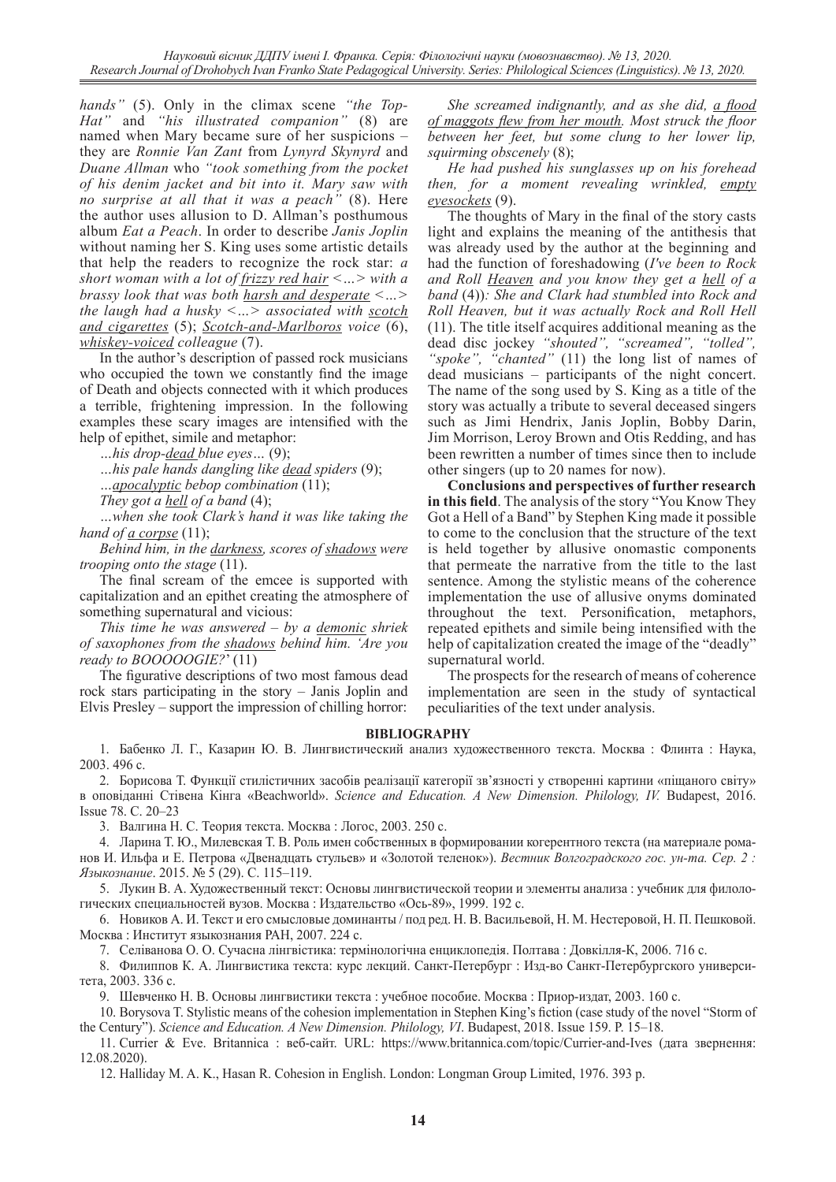*hands"* (5). Only in the climax scene *"the Top-Hat"* and *"his illustrated companion"* (8) are named when Mary became sure of her suspicions – they are *Ronnie Van Zant* from *Lynyrd Skynyrd* and *Duane Allman* who *"took something from the pocket of his denim jacket and bit into it. Mary saw with no surprise at all that it was a peach"* (8). Here the author uses allusion to D. Allman's posthumous album *Eat a Peach*. In order to describe *Janis Joplin* without naming her S. King uses some artistic details that help the readers to recognize the rock star: *a short woman with a lot of <u>frizzy red hair</u> <…> with a brassy look that was both <u>harsh and desperate</u> <…> the laugh had a husky <…> associated with <u>scotch and cigarettes</u>* (5); *<u>Scotch-and-Marlboros</u> voice* (6), *<u>whiskey-voiced</u> colleague* (7).

In the author's description of passed rock musicians who occupied the town we constantly find the image of Death and objects connected with it which produces a terrible, frightening impression. In the following examples these scary images are intensified with the help of epithet, simile and metaphor:

*…his drop-<u>dead</u> blue eyes…* (9);

*…his pale hands dangling like <u>dead</u> spiders* (9);

*…<u>apocalyptic</u> bebop combination* (11);

*They got a <u>hell</u> of a band* (4);

*…when she took Clark's hand it was like taking the hand of <u>a corpse</u>* (11);

*Behind him, in the <u>darkness</u>, scores of <u>shadows</u> were trooping onto the stage* (11).

The final scream of the emcee is supported with capitalization and an epithet creating the atmosphere of something supernatural and vicious:

*This time he was answered – by a <u>demonic</u> shriek of saxophones from the <u>shadows</u> behind him. 'Are you ready to BOOOOOGIE?'* (11)

The figurative descriptions of two most famous dead rock stars participating in the story – Janis Joplin and Elvis Presley – support the impression of chilling horror:

*She screamed indignantly, and as she did, <u>a flood of maggots flew from her mouth</u>. Most struck the floor between her feet, but some clung to her lower lip, squirming obscenely* (8);

*He had pushed his sunglasses up on his forehead then, for a moment revealing wrinkled, <u>empty eyesockets</u>* (9).

The thoughts of Mary in the final of the story casts light and explains the meaning of the antithesis that was already used by the author at the beginning and had the function of foreshadowing (*I've been to Rock and Roll <u>Heaven</u> and you know they get a <u>hell</u> of a band* (4))*: She and Clark had stumbled into Rock and Roll Heaven, but it was actually Rock and Roll Hell* (11). The title itself acquires additional meaning as the dead disc jockey *"shouted", "screamed", "tolled", "spoke", "chanted"* (11) the long list of names of dead musicians – participants of the night concert. The name of the song used by S. King as a title of the story was actually a tribute to several deceased singers such as Jimi Hendrix, Janis Joplin, Bobby Darin, Jim Morrison, Leroy Brown and Otis Redding, and has been rewritten a number of times since then to include other singers (up to 20 names for now).

**Conclusions and perspectives of further research in this field**. The analysis of the story "You Know They Got a Hell of a Band" by Stephen King made it possible to come to the conclusion that the structure of the text is held together by allusive onomastic components that permeate the narrative from the title to the last sentence. Among the stylistic means of the coherence implementation the use of allusive onyms dominated throughout the text. Personification, metaphors, repeated epithets and simile being intensified with the help of capitalization created the image of the "deadly" supernatural world.

The prospects for the research of means of coherence implementation are seen in the study of syntactical peculiarities of the text under analysis.

## BIBLIOGRAPHY

1. Бабенко Л. Г., Казарин Ю. В. Лингвистический анализ художественного текста. Москва : Флинта : Наука, 2003. 496 с.
2. Борисова Т. Функції стилістичних засобів реалізації категорії зв'язності у створенні картини «піщаного світу» в оповіданні Стівена Кінга «Beachworld». *Science and Education. A New Dimension. Philology, IV.* Budapest, 2016. Issue 78. С. 20–23
3. Валгина Н. С. Теория текста. Москва : Логос, 2003. 250 с.
4. Ларина Т. Ю., Милевская Т. В. Роль имен собственных в формировании когерентного текста (на материале романов И. Ильфа и Е. Петрова «Двенадцать стульев» и «Золотой теленок»). *Вестник Волгоградского гос. ун-та. Сер. 2 : Языкознание*. 2015. № 5 (29). С. 115–119.
5. Лукин В. А. Художественный текст: Основы лингвистической теории и элементы анализа : учебник для филологических специальностей вузов. Москва : Издательство «Ось-89», 1999. 192 с.
6. Новиков А. И. Текст и его смысловые доминанты / под ред. Н. В. Васильевой, Н. М. Нестеровой, Н. П. Пешковой. Москва : Институт языкознания РАН, 2007. 224 с.
7. Селіванова О. О. Сучасна лінгвістика: термінологічна енциклопедія. Полтава : Довкілля-К, 2006. 716 с.
8. Филиппов К. А. Лингвистика текста: курс лекций. Санкт-Петербург : Изд-во Санкт-Петербургского университета, 2003. 336 с.
9. Шевченко Н. В. Основы лингвистики текста : учебное пособие. Москва : Приор-издат, 2003. 160 с.
10. Borysova T. Stylistic means of the cohesion implementation in Stephen King's fiction (case study of the novel "Storm of the Century"). *Science and Education. A New Dimension. Philology, VI*. Budapest, 2018. Issue 159. P. 15–18.
11. Currier & Eve. Britannica : веб-сайт. URL: https://www.britannica.com/topic/Currier-and-Ives (дата звернення: 12.08.2020).
12. Halliday M. A. K., Hasan R. Cohesion in English. London: Longman Group Limited, 1976. 393 p.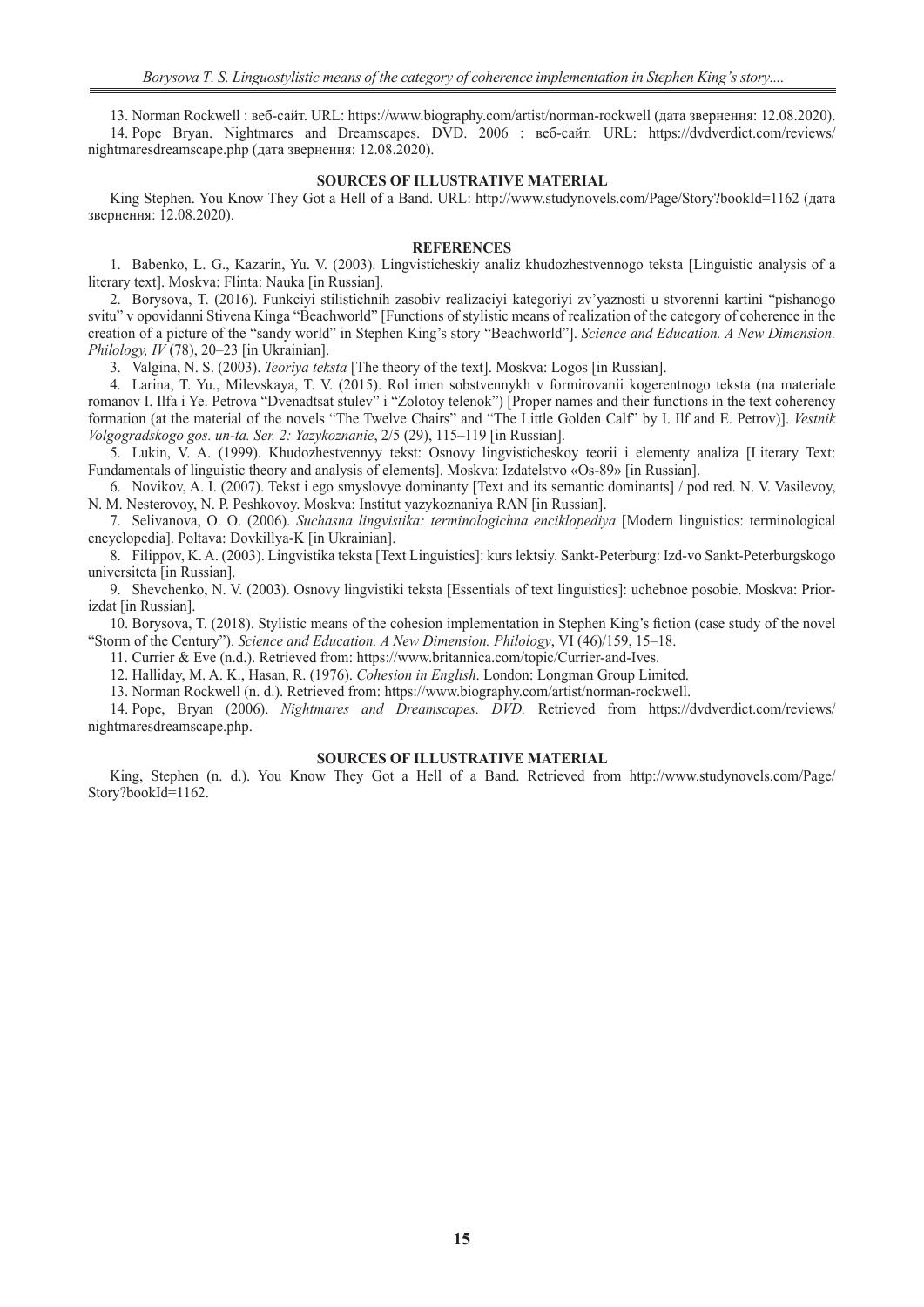13. Norman Rockwell : веб-сайт. URL: https://www.biography.com/artist/norman-rockwell (дата звернення: 12.08.2020).

14. Pope Bryan. Nightmares and Dreamscapes. DVD. 2006 : веб-сайт. URL: https://dvdverdict.com/reviews/nightmaresdreamscape.php (дата звернення: 12.08.2020).

### SOURCES OF ILLUSTRATIVE MATERIAL

King Stephen. You Know They Got a Hell of a Band. URL: http://www.studynovels.com/Page/Story?bookId=1162 (дата звернення: 12.08.2020).

### REFERENCES

1. Babenko, L. G., Kazarin, Yu. V. (2003). Lingvisticheskiy analiz khudozhestvennogo teksta [Linguistic analysis of a literary text]. Moskva: Flinta: Nauka [in Russian].

2. Borysova, T. (2016). Funkciyi stilistichnih zasobiv realizaciyi kategoriyi zv'yaznosti u stvorenni kartini "pishanogo svitu" v opovidanni Stivena Kinga "Beachworld" [Functions of stylistic means of realization of the category of coherence in the creation of a picture of the "sandy world" in Stephen King's story "Beachworld"]. *Science and Education. A New Dimension. Philology, IV* (78), 20–23 [in Ukrainian].

3. Valgina, N. S. (2003). *Teoriya teksta* [The theory of the text]. Moskva: Logos [in Russian].

4. Larina, T. Yu., Milevskaya, T. V. (2015). Rol imen sobstvennykh v formirovanii kogerentnogo teksta (na materiale romanov I. Ilfa i Ye. Petrova "Dvenadtsat stulev" i "Zolotoy telenok") [Proper names and their functions in the text coherency formation (at the material of the novels "The Twelve Chairs" and "The Little Golden Calf" by I. Ilf and E. Petrov)]. *Vestnik Volgogradskogo gos. un-ta. Ser. 2: Yazykoznanie*, 2/5 (29), 115–119 [in Russian].

5. Lukin, V. A. (1999). Khudozhestvennyy tekst: Osnovy lingvisticheskoy teorii i elementy analiza [Literary Text: Fundamentals of linguistic theory and analysis of elements]. Moskva: Izdatelstvo «Os-89» [in Russian].

6. Novikov, A. I. (2007). Tekst i ego smyslovye dominanty [Text and its semantic dominants] / pod red. N. V. Vasilevoy, N. M. Nesterovoy, N. P. Peshkovoy. Moskva: Institut yazykoznaniya RAN [in Russian].

7. Selivanova, O. O. (2006). *Suchasna lingvistika: terminologichna enciklopediya* [Modern linguistics: terminological encyclopedia]. Poltava: Dovkillya-K [in Ukrainian].

8. Filippov, K. A. (2003). Lingvistika teksta [Text Linguistics]: kurs lektsiy. Sankt-Peterburg: Izd-vo Sankt-Peterburgskogo universiteta [in Russian].

9. Shevchenko, N. V. (2003). Osnovy lingvistiki teksta [Essentials of text linguistics]: uchebnoe posobie. Moskva: Prior-izdat [in Russian].

10. Borysova, T. (2018). Stylistic means of the cohesion implementation in Stephen King's fiction (case study of the novel "Storm of the Century"). *Science and Education. A New Dimension. Philology*, VI (46)/159, 15–18.

11. Currier & Eve (n.d.). Retrieved from: https://www.britannica.com/topic/Currier-and-Ives.

12. Halliday, M. A. K., Hasan, R. (1976). *Cohesion in English*. London: Longman Group Limited.

13. Norman Rockwell (n. d.). Retrieved from: https://www.biography.com/artist/norman-rockwell.

14. Pope, Bryan (2006). *Nightmares and Dreamscapes. DVD.* Retrieved from https://dvdverdict.com/reviews/nightmaresdreamscape.php.

### SOURCES OF ILLUSTRATIVE MATERIAL

King, Stephen (n. d.). You Know They Got a Hell of a Band. Retrieved from http://www.studynovels.com/Page/Story?bookId=1162.